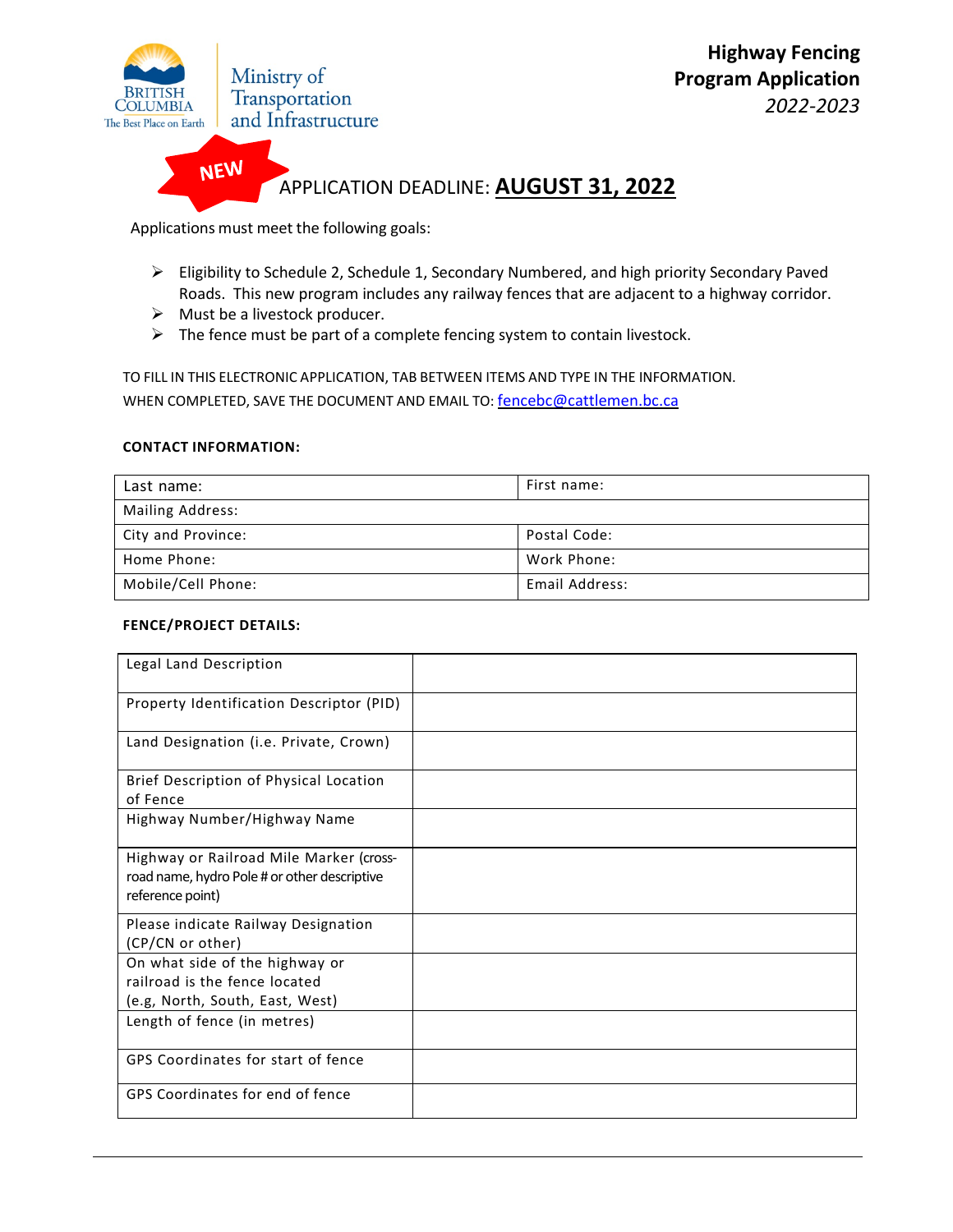British Columbia — The Best Place on Earth | Ministry of Transportation and Infrastructure

# Highway Fencing Program Application

*2022-2023*

**NEW** APPLICATION DEADLINE: **AUGUST 31, 2022**

Applications must meet the following goals:

- Eligibility to Schedule 2, Schedule 1, Secondary Numbered, and high priority Secondary Paved Roads. This new program includes any railway fences that are adjacent to a highway corridor.
- Must be a livestock producer.
- The fence must be part of a complete fencing system to contain livestock.

TO FILL IN THIS ELECTRONIC APPLICATION, TAB BETWEEN ITEMS AND TYPE IN THE INFORMATION.
WHEN COMPLETED, SAVE THE DOCUMENT AND EMAIL TO: fencebc@cattlemen.bc.ca

**CONTACT INFORMATION:**

| Last name: | First name: |
|---|---|
| Mailing Address: | |
| City and Province: | Postal Code: |
| Home Phone: | Work Phone: |
| Mobile/Cell Phone: | Email Address: |

**FENCE/PROJECT DETAILS:**

| Legal Land Description | |
|---|---|
| Property Identification Descriptor (PID) | |
| Land Designation (i.e. Private, Crown) | |
| Brief Description of Physical Location of Fence | |
| Highway Number/Highway Name | |
| Highway or Railroad Mile Marker (cross-road name, hydro Pole # or other descriptive reference point) | |
| Please indicate Railway Designation (CP/CN or other) | |
| On what side of the highway or railroad is the fence located (e.g, North, South, East, West) | |
| Length of fence (in metres) | |
| GPS Coordinates for start of fence | |
| GPS Coordinates for end of fence | |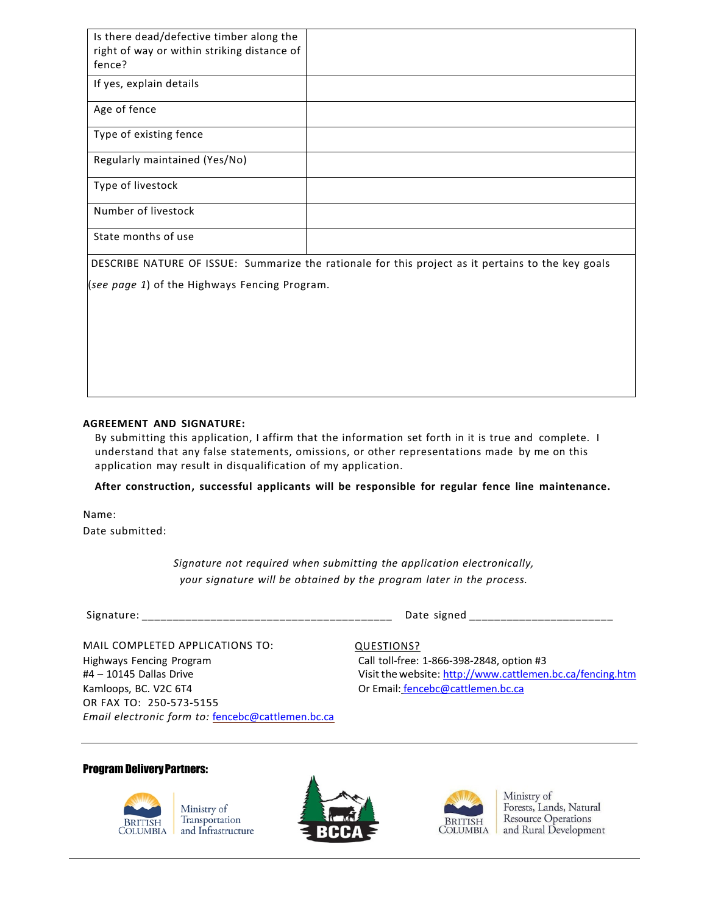| | |
|---|---|
| Is there dead/defective timber along the right of way or within striking distance of fence? | |
| If yes, explain details | |
| Age of fence | |
| Type of existing fence | |
| Regularly maintained (Yes/No) | |
| Type of livestock | |
| Number of livestock | |
| State months of use | |

DESCRIBE NATURE OF ISSUE: Summarize the rationale for this project as it pertains to the key goals (*see page 1*) of the Highways Fencing Program.

**AGREEMENT AND SIGNATURE:**

By submitting this application, I affirm that the information set forth in it is true and complete. I understand that any false statements, omissions, or other representations made by me on this application may result in disqualification of my application.

**After construction, successful applicants will be responsible for regular fence line maintenance.**

Name:

Date submitted:

*Signature not required when submitting the application electronically, your signature will be obtained by the program later in the process.*

Signature: ________________________________________ Date signed ______________________

MAIL COMPLETED APPLICATIONS TO:
Highways Fencing Program
#4 – 10145 Dallas Drive
Kamloops, BC. V2C 6T4
OR FAX TO: 250-573-5155
*Email electronic form to:* fencebc@cattlemen.bc.ca

QUESTIONS?
Call toll-free: 1-866-398-2848, option #3
Visit the website: http://www.cattlemen.bc.ca/fencing.htm
Or Email: fencebc@cattlemen.bc.ca

**Program Delivery Partners:**

British Columbia Ministry of Transportation and Infrastructure

BCCA

British Columbia Ministry of Forests, Lands, Natural Resource Operations and Rural Development